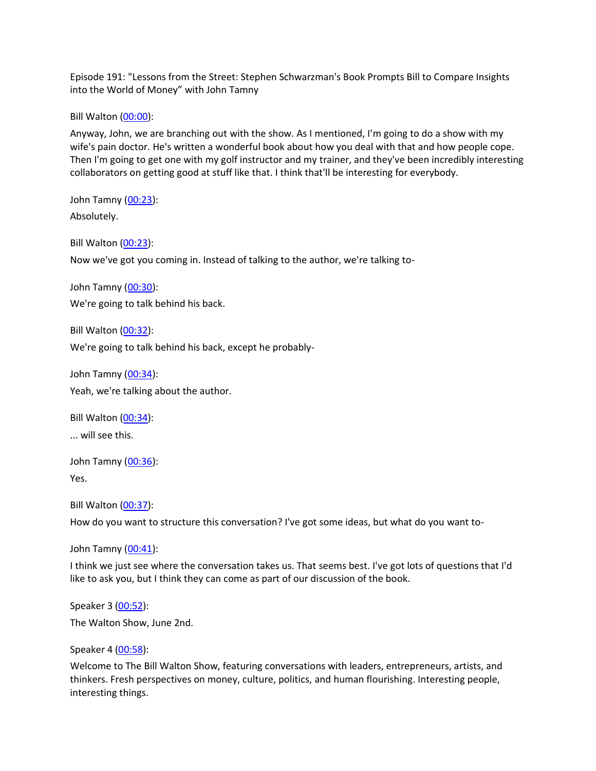Episode 191: "Lessons from the Street: Stephen Schwarzman's Book Prompts Bill to Compare Insights into the World of Money" with John Tamny

Bill Walton ([00:00](#)):

Anyway, John, we are branching out with the show. As I mentioned, I'm going to do a show with my wife's pain doctor. He's written a wonderful book about how you deal with that and how people cope. Then I'm going to get one with my golf instructor and my trainer, and they've been incredibly interesting collaborators on getting good at stuff like that. I think that'll be interesting for everybody.

John Tamny ([00:23](#)):

Absolutely.

Bill Walton ([00:23](#)):

Now we've got you coming in. Instead of talking to the author, we're talking to-

John Tamny ([00:30](#)):

We're going to talk behind his back.

Bill Walton ([00:32](#)):

We're going to talk behind his back, except he probably-

John Tamny ([00:34](#)):

Yeah, we're talking about the author.

Bill Walton ([00:34](#)):

... will see this.

John Tamny ([00:36](#)):

Yes.

Bill Walton ([00:37](#)):

How do you want to structure this conversation? I've got some ideas, but what do you want to-

John Tamny ([00:41](#)):

I think we just see where the conversation takes us. That seems best. I've got lots of questions that I'd like to ask you, but I think they can come as part of our discussion of the book.

Speaker 3 ([00:52](#)):

The Walton Show, June 2nd.

Speaker 4 ([00:58](#)):

Welcome to The Bill Walton Show, featuring conversations with leaders, entrepreneurs, artists, and thinkers. Fresh perspectives on money, culture, politics, and human flourishing. Interesting people, interesting things.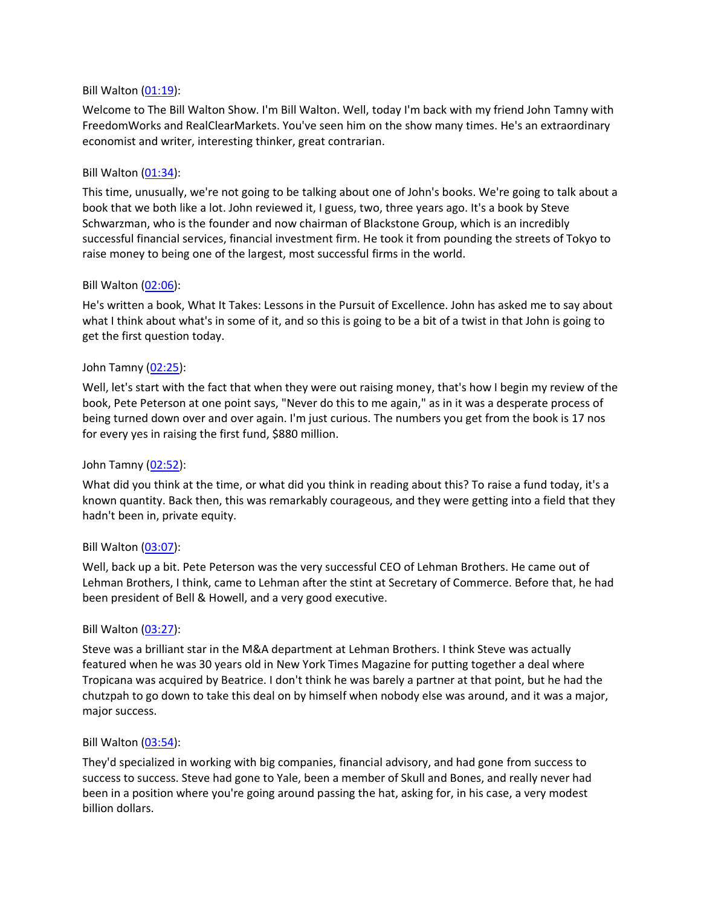Bill Walton ([01:19](#)):

Welcome to The Bill Walton Show. I'm Bill Walton. Well, today I'm back with my friend John Tamny with FreedomWorks and RealClearMarkets. You've seen him on the show many times. He's an extraordinary economist and writer, interesting thinker, great contrarian.

Bill Walton ([01:34](#)):

This time, unusually, we're not going to be talking about one of John's books. We're going to talk about a book that we both like a lot. John reviewed it, I guess, two, three years ago. It's a book by Steve Schwarzman, who is the founder and now chairman of Blackstone Group, which is an incredibly successful financial services, financial investment firm. He took it from pounding the streets of Tokyo to raise money to being one of the largest, most successful firms in the world.

Bill Walton ([02:06](#)):

He's written a book, What It Takes: Lessons in the Pursuit of Excellence. John has asked me to say about what I think about what's in some of it, and so this is going to be a bit of a twist in that John is going to get the first question today.

John Tamny ([02:25](#)):

Well, let's start with the fact that when they were out raising money, that's how I begin my review of the book, Pete Peterson at one point says, "Never do this to me again," as in it was a desperate process of being turned down over and over again. I'm just curious. The numbers you get from the book is 17 nos for every yes in raising the first fund, $880 million.

John Tamny ([02:52](#)):

What did you think at the time, or what did you think in reading about this? To raise a fund today, it's a known quantity. Back then, this was remarkably courageous, and they were getting into a field that they hadn't been in, private equity.

Bill Walton ([03:07](#)):

Well, back up a bit. Pete Peterson was the very successful CEO of Lehman Brothers. He came out of Lehman Brothers, I think, came to Lehman after the stint at Secretary of Commerce. Before that, he had been president of Bell & Howell, and a very good executive.

Bill Walton ([03:27](#)):

Steve was a brilliant star in the M&A department at Lehman Brothers. I think Steve was actually featured when he was 30 years old in New York Times Magazine for putting together a deal where Tropicana was acquired by Beatrice. I don't think he was barely a partner at that point, but he had the chutzpah to go down to take this deal on by himself when nobody else was around, and it was a major, major success.

Bill Walton ([03:54](#)):

They'd specialized in working with big companies, financial advisory, and had gone from success to success to success. Steve had gone to Yale, been a member of Skull and Bones, and really never had been in a position where you're going around passing the hat, asking for, in his case, a very modest billion dollars.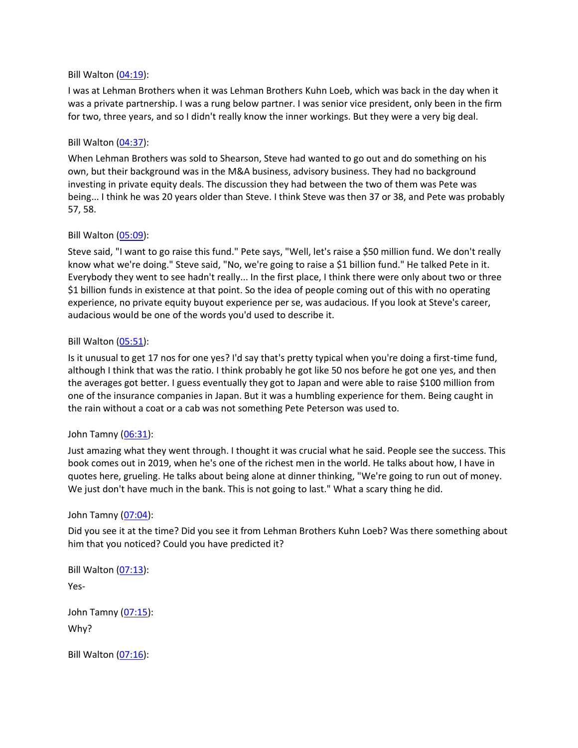Bill Walton ([04:19](https://www.rev.com/)):

I was at Lehman Brothers when it was Lehman Brothers Kuhn Loeb, which was back in the day when it was a private partnership. I was a rung below partner. I was senior vice president, only been in the firm for two, three years, and so I didn't really know the inner workings. But they were a very big deal.

Bill Walton ([04:37](https://www.rev.com/)):

When Lehman Brothers was sold to Shearson, Steve had wanted to go out and do something on his own, but their background was in the M&A business, advisory business. They had no background investing in private equity deals. The discussion they had between the two of them was Pete was being... I think he was 20 years older than Steve. I think Steve was then 37 or 38, and Pete was probably 57, 58.

Bill Walton ([05:09](https://www.rev.com/)):

Steve said, "I want to go raise this fund." Pete says, "Well, let's raise a $50 million fund. We don't really know what we're doing." Steve said, "No, we're going to raise a $1 billion fund." He talked Pete in it. Everybody they went to see hadn't really... In the first place, I think there were only about two or three $1 billion funds in existence at that point. So the idea of people coming out of this with no operating experience, no private equity buyout experience per se, was audacious. If you look at Steve's career, audacious would be one of the words you'd used to describe it.

Bill Walton ([05:51](https://www.rev.com/)):

Is it unusual to get 17 nos for one yes? I'd say that's pretty typical when you're doing a first-time fund, although I think that was the ratio. I think probably he got like 50 nos before he got one yes, and then the averages got better. I guess eventually they got to Japan and were able to raise $100 million from one of the insurance companies in Japan. But it was a humbling experience for them. Being caught in the rain without a coat or a cab was not something Pete Peterson was used to.

John Tamny ([06:31](https://www.rev.com/)):

Just amazing what they went through. I thought it was crucial what he said. People see the success. This book comes out in 2019, when he's one of the richest men in the world. He talks about how, I have in quotes here, grueling. He talks about being alone at dinner thinking, "We're going to run out of money. We just don't have much in the bank. This is not going to last." What a scary thing he did.

John Tamny ([07:04](https://www.rev.com/)):

Did you see it at the time? Did you see it from Lehman Brothers Kuhn Loeb? Was there something about him that you noticed? Could you have predicted it?

Bill Walton ([07:13](https://www.rev.com/)):

Yes-

John Tamny ([07:15](https://www.rev.com/)):

Why?

Bill Walton ([07:16](https://www.rev.com/)):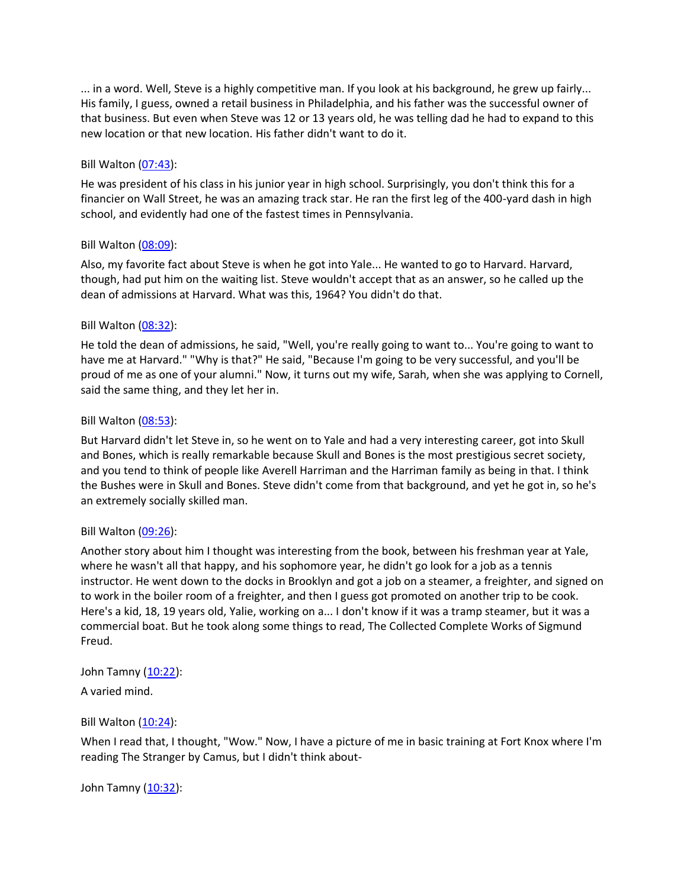... in a word. Well, Steve is a highly competitive man. If you look at his background, he grew up fairly... His family, I guess, owned a retail business in Philadelphia, and his father was the successful owner of that business. But even when Steve was 12 or 13 years old, he was telling dad he had to expand to this new location or that new location. His father didn't want to do it.

Bill Walton (07:43):

He was president of his class in his junior year in high school. Surprisingly, you don't think this for a financier on Wall Street, he was an amazing track star. He ran the first leg of the 400-yard dash in high school, and evidently had one of the fastest times in Pennsylvania.

Bill Walton (08:09):

Also, my favorite fact about Steve is when he got into Yale... He wanted to go to Harvard. Harvard, though, had put him on the waiting list. Steve wouldn't accept that as an answer, so he called up the dean of admissions at Harvard. What was this, 1964? You didn't do that.

Bill Walton (08:32):

He told the dean of admissions, he said, "Well, you're really going to want to... You're going to want to have me at Harvard." "Why is that?" He said, "Because I'm going to be very successful, and you'll be proud of me as one of your alumni." Now, it turns out my wife, Sarah, when she was applying to Cornell, said the same thing, and they let her in.

Bill Walton (08:53):

But Harvard didn't let Steve in, so he went on to Yale and had a very interesting career, got into Skull and Bones, which is really remarkable because Skull and Bones is the most prestigious secret society, and you tend to think of people like Averell Harriman and the Harriman family as being in that. I think the Bushes were in Skull and Bones. Steve didn't come from that background, and yet he got in, so he's an extremely socially skilled man.

Bill Walton (09:26):

Another story about him I thought was interesting from the book, between his freshman year at Yale, where he wasn't all that happy, and his sophomore year, he didn't go look for a job as a tennis instructor. He went down to the docks in Brooklyn and got a job on a steamer, a freighter, and signed on to work in the boiler room of a freighter, and then I guess got promoted on another trip to be cook. Here's a kid, 18, 19 years old, Yalie, working on a... I don't know if it was a tramp steamer, but it was a commercial boat. But he took along some things to read, The Collected Complete Works of Sigmund Freud.

John Tamny (10:22):

A varied mind.

Bill Walton (10:24):

When I read that, I thought, "Wow." Now, I have a picture of me in basic training at Fort Knox where I'm reading The Stranger by Camus, but I didn't think about-

John Tamny (10:32):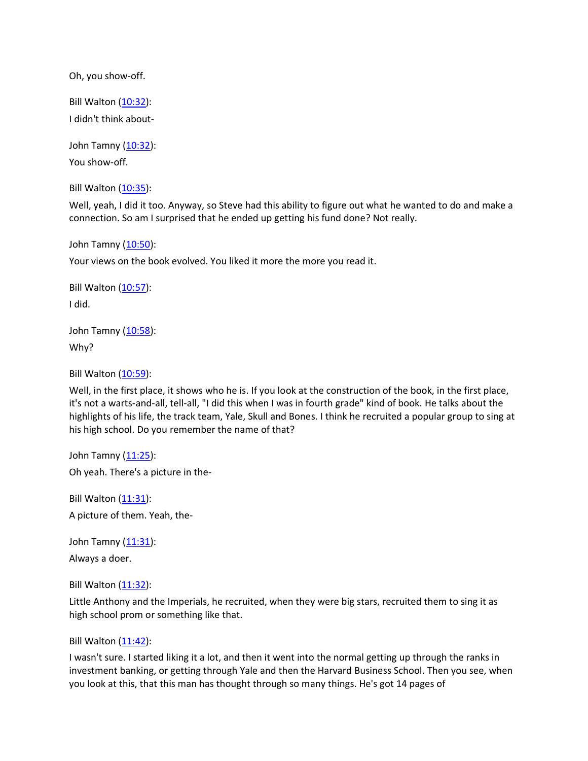Oh, you show-off.

Bill Walton ([10:32](#)):

I didn't think about-

John Tamny ([10:32](#)):

You show-off.

Bill Walton ([10:35](#)):

Well, yeah, I did it too. Anyway, so Steve had this ability to figure out what he wanted to do and make a connection. So am I surprised that he ended up getting his fund done? Not really.

John Tamny ([10:50](#)):

Your views on the book evolved. You liked it more the more you read it.

Bill Walton ([10:57](#)):

I did.

John Tamny ([10:58](#)):

Why?

Bill Walton ([10:59](#)):

Well, in the first place, it shows who he is. If you look at the construction of the book, in the first place, it's not a warts-and-all, tell-all, "I did this when I was in fourth grade" kind of book. He talks about the highlights of his life, the track team, Yale, Skull and Bones. I think he recruited a popular group to sing at his high school. Do you remember the name of that?

John Tamny ([11:25](#)):

Oh yeah. There's a picture in the-

Bill Walton ([11:31](#)):

A picture of them. Yeah, the-

John Tamny ([11:31](#)):

Always a doer.

Bill Walton ([11:32](#)):

Little Anthony and the Imperials, he recruited, when they were big stars, recruited them to sing it as high school prom or something like that.

Bill Walton ([11:42](#)):

I wasn't sure. I started liking it a lot, and then it went into the normal getting up through the ranks in investment banking, or getting through Yale and then the Harvard Business School. Then you see, when you look at this, that this man has thought through so many things. He's got 14 pages of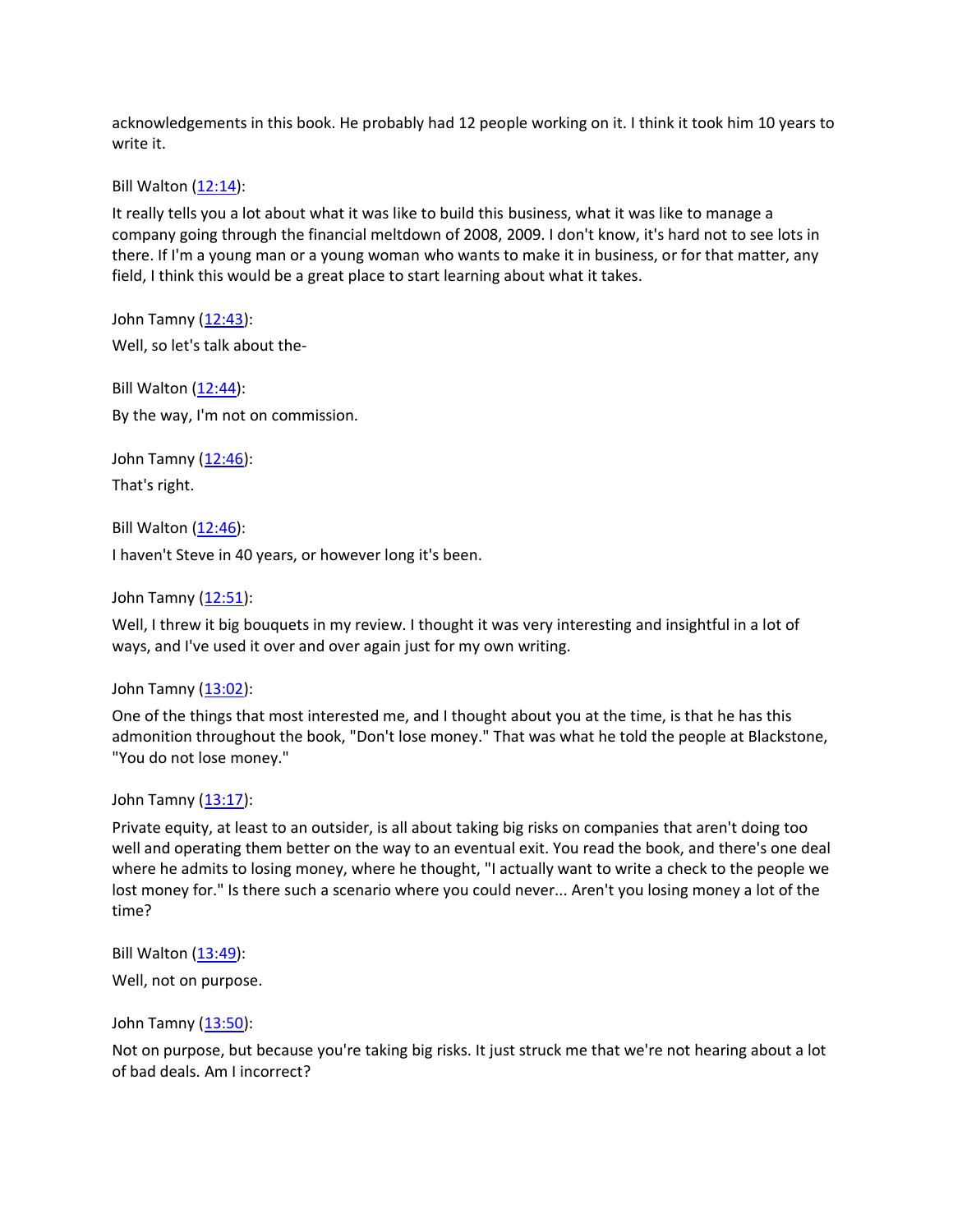acknowledgements in this book. He probably had 12 people working on it. I think it took him 10 years to write it.

Bill Walton (12:14):

It really tells you a lot about what it was like to build this business, what it was like to manage a company going through the financial meltdown of 2008, 2009. I don't know, it's hard not to see lots in there. If I'm a young man or a young woman who wants to make it in business, or for that matter, any field, I think this would be a great place to start learning about what it takes.

John Tamny (12:43):

Well, so let's talk about the-

Bill Walton (12:44):

By the way, I'm not on commission.

John Tamny (12:46):

That's right.

Bill Walton (12:46):

I haven't Steve in 40 years, or however long it's been.

John Tamny (12:51):

Well, I threw it big bouquets in my review. I thought it was very interesting and insightful in a lot of ways, and I've used it over and over again just for my own writing.

John Tamny (13:02):

One of the things that most interested me, and I thought about you at the time, is that he has this admonition throughout the book, "Don't lose money." That was what he told the people at Blackstone, "You do not lose money."

John Tamny (13:17):

Private equity, at least to an outsider, is all about taking big risks on companies that aren't doing too well and operating them better on the way to an eventual exit. You read the book, and there's one deal where he admits to losing money, where he thought, "I actually want to write a check to the people we lost money for." Is there such a scenario where you could never... Aren't you losing money a lot of the time?

Bill Walton (13:49):

Well, not on purpose.

John Tamny (13:50):

Not on purpose, but because you're taking big risks. It just struck me that we're not hearing about a lot of bad deals. Am I incorrect?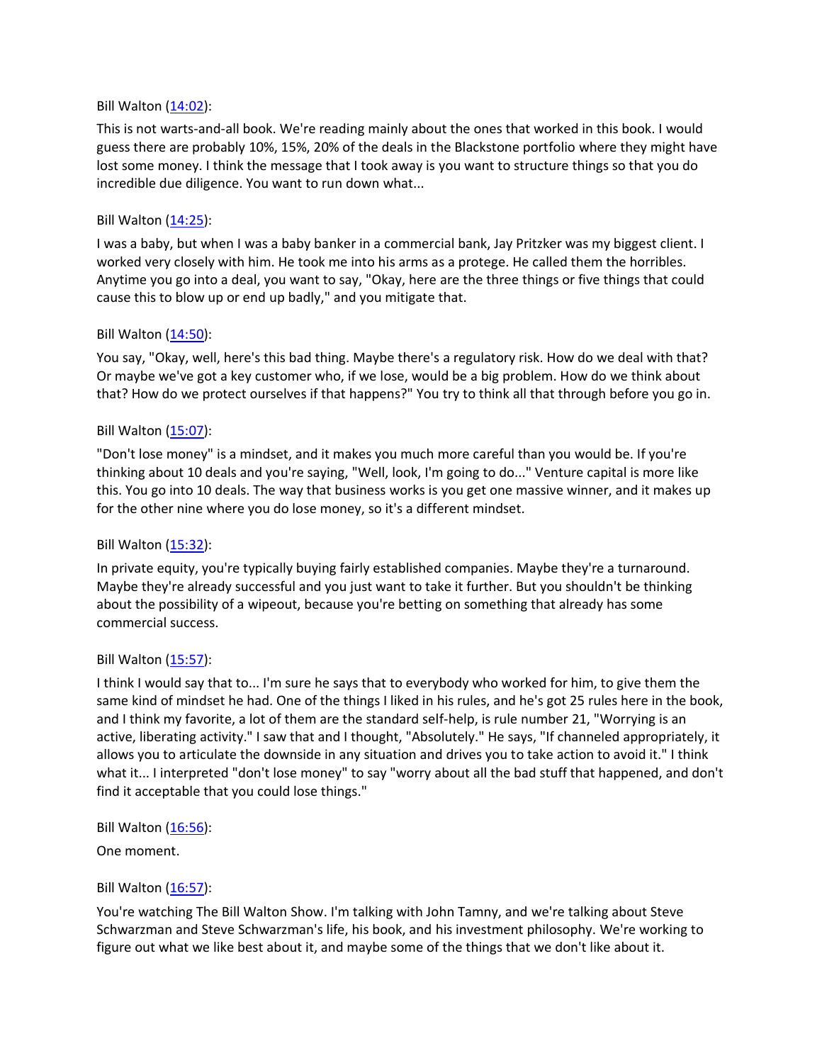Bill Walton ([14:02](#)):

This is not warts-and-all book. We're reading mainly about the ones that worked in this book. I would guess there are probably 10%, 15%, 20% of the deals in the Blackstone portfolio where they might have lost some money. I think the message that I took away is you want to structure things so that you do incredible due diligence. You want to run down what...

Bill Walton ([14:25](#)):

I was a baby, but when I was a baby banker in a commercial bank, Jay Pritzker was my biggest client. I worked very closely with him. He took me into his arms as a protege. He called them the horribles. Anytime you go into a deal, you want to say, "Okay, here are the three things or five things that could cause this to blow up or end up badly," and you mitigate that.

Bill Walton ([14:50](#)):

You say, "Okay, well, here's this bad thing. Maybe there's a regulatory risk. How do we deal with that? Or maybe we've got a key customer who, if we lose, would be a big problem. How do we think about that? How do we protect ourselves if that happens?" You try to think all that through before you go in.

Bill Walton ([15:07](#)):

"Don't lose money" is a mindset, and it makes you much more careful than you would be. If you're thinking about 10 deals and you're saying, "Well, look, I'm going to do..." Venture capital is more like this. You go into 10 deals. The way that business works is you get one massive winner, and it makes up for the other nine where you do lose money, so it's a different mindset.

Bill Walton ([15:32](#)):

In private equity, you're typically buying fairly established companies. Maybe they're a turnaround. Maybe they're already successful and you just want to take it further. But you shouldn't be thinking about the possibility of a wipeout, because you're betting on something that already has some commercial success.

Bill Walton ([15:57](#)):

I think I would say that to... I'm sure he says that to everybody who worked for him, to give them the same kind of mindset he had. One of the things I liked in his rules, and he's got 25 rules here in the book, and I think my favorite, a lot of them are the standard self-help, is rule number 21, "Worrying is an active, liberating activity." I saw that and I thought, "Absolutely." He says, "If channeled appropriately, it allows you to articulate the downside in any situation and drives you to take action to avoid it." I think what it... I interpreted "don't lose money" to say "worry about all the bad stuff that happened, and don't find it acceptable that you could lose things."

Bill Walton ([16:56](#)):

One moment.

Bill Walton ([16:57](#)):

You're watching The Bill Walton Show. I'm talking with John Tamny, and we're talking about Steve Schwarzman and Steve Schwarzman's life, his book, and his investment philosophy. We're working to figure out what we like best about it, and maybe some of the things that we don't like about it.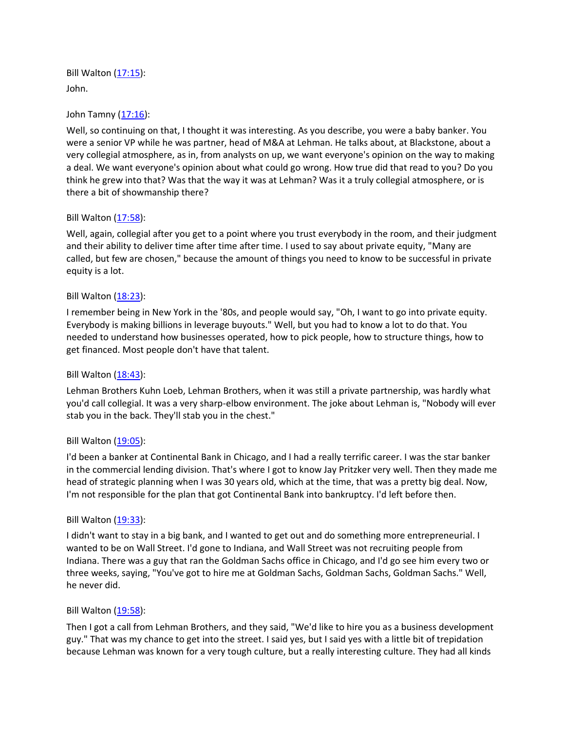Bill Walton (17:15):

John.

John Tamny (17:16):

Well, so continuing on that, I thought it was interesting. As you describe, you were a baby banker. You were a senior VP while he was partner, head of M&A at Lehman. He talks about, at Blackstone, about a very collegial atmosphere, as in, from analysts on up, we want everyone's opinion on the way to making a deal. We want everyone's opinion about what could go wrong. How true did that read to you? Do you think he grew into that? Was that the way it was at Lehman? Was it a truly collegial atmosphere, or is there a bit of showmanship there?

Bill Walton (17:58):

Well, again, collegial after you get to a point where you trust everybody in the room, and their judgment and their ability to deliver time after time after time. I used to say about private equity, "Many are called, but few are chosen," because the amount of things you need to know to be successful in private equity is a lot.

Bill Walton (18:23):

I remember being in New York in the '80s, and people would say, "Oh, I want to go into private equity. Everybody is making billions in leverage buyouts." Well, but you had to know a lot to do that. You needed to understand how businesses operated, how to pick people, how to structure things, how to get financed. Most people don't have that talent.

Bill Walton (18:43):

Lehman Brothers Kuhn Loeb, Lehman Brothers, when it was still a private partnership, was hardly what you'd call collegial. It was a very sharp-elbow environment. The joke about Lehman is, "Nobody will ever stab you in the back. They'll stab you in the chest."

Bill Walton (19:05):

I'd been a banker at Continental Bank in Chicago, and I had a really terrific career. I was the star banker in the commercial lending division. That's where I got to know Jay Pritzker very well. Then they made me head of strategic planning when I was 30 years old, which at the time, that was a pretty big deal. Now, I'm not responsible for the plan that got Continental Bank into bankruptcy. I'd left before then.

Bill Walton (19:33):

I didn't want to stay in a big bank, and I wanted to get out and do something more entrepreneurial. I wanted to be on Wall Street. I'd gone to Indiana, and Wall Street was not recruiting people from Indiana. There was a guy that ran the Goldman Sachs office in Chicago, and I'd go see him every two or three weeks, saying, "You've got to hire me at Goldman Sachs, Goldman Sachs, Goldman Sachs." Well, he never did.

Bill Walton (19:58):

Then I got a call from Lehman Brothers, and they said, "We'd like to hire you as a business development guy." That was my chance to get into the street. I said yes, but I said yes with a little bit of trepidation because Lehman was known for a very tough culture, but a really interesting culture. They had all kinds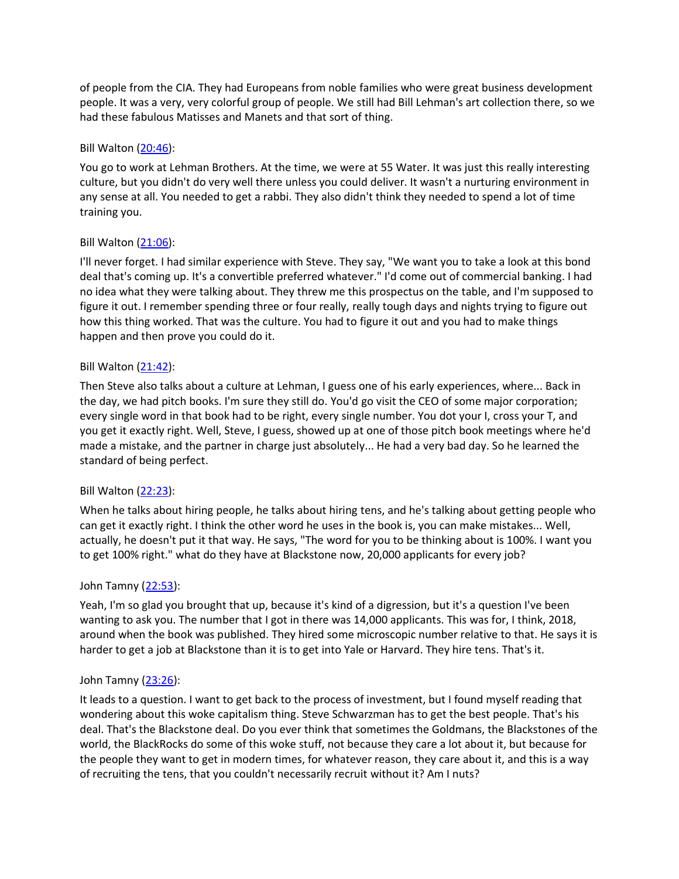of people from the CIA. They had Europeans from noble families who were great business development people. It was a very, very colorful group of people. We still had Bill Lehman's art collection there, so we had these fabulous Matisses and Manets and that sort of thing.

Bill Walton ([20:46](#)):

You go to work at Lehman Brothers. At the time, we were at 55 Water. It was just this really interesting culture, but you didn't do very well there unless you could deliver. It wasn't a nurturing environment in any sense at all. You needed to get a rabbi. They also didn't think they needed to spend a lot of time training you.

Bill Walton ([21:06](#)):

I'll never forget. I had similar experience with Steve. They say, "We want you to take a look at this bond deal that's coming up. It's a convertible preferred whatever." I'd come out of commercial banking. I had no idea what they were talking about. They threw me this prospectus on the table, and I'm supposed to figure it out. I remember spending three or four really, really tough days and nights trying to figure out how this thing worked. That was the culture. You had to figure it out and you had to make things happen and then prove you could do it.

Bill Walton ([21:42](#)):

Then Steve also talks about a culture at Lehman, I guess one of his early experiences, where... Back in the day, we had pitch books. I'm sure they still do. You'd go visit the CEO of some major corporation; every single word in that book had to be right, every single number. You dot your I, cross your T, and you get it exactly right. Well, Steve, I guess, showed up at one of those pitch book meetings where he'd made a mistake, and the partner in charge just absolutely... He had a very bad day. So he learned the standard of being perfect.

Bill Walton ([22:23](#)):

When he talks about hiring people, he talks about hiring tens, and he's talking about getting people who can get it exactly right. I think the other word he uses in the book is, you can make mistakes... Well, actually, he doesn't put it that way. He says, "The word for you to be thinking about is 100%. I want you to get 100% right." what do they have at Blackstone now, 20,000 applicants for every job?

John Tamny ([22:53](#)):

Yeah, I'm so glad you brought that up, because it's kind of a digression, but it's a question I've been wanting to ask you. The number that I got in there was 14,000 applicants. This was for, I think, 2018, around when the book was published. They hired some microscopic number relative to that. He says it is harder to get a job at Blackstone than it is to get into Yale or Harvard. They hire tens. That's it.

John Tamny ([23:26](#)):

It leads to a question. I want to get back to the process of investment, but I found myself reading that wondering about this woke capitalism thing. Steve Schwarzman has to get the best people. That's his deal. That's the Blackstone deal. Do you ever think that sometimes the Goldmans, the Blackstones of the world, the BlackRocks do some of this woke stuff, not because they care a lot about it, but because for the people they want to get in modern times, for whatever reason, they care about it, and this is a way of recruiting the tens, that you couldn't necessarily recruit without it? Am I nuts?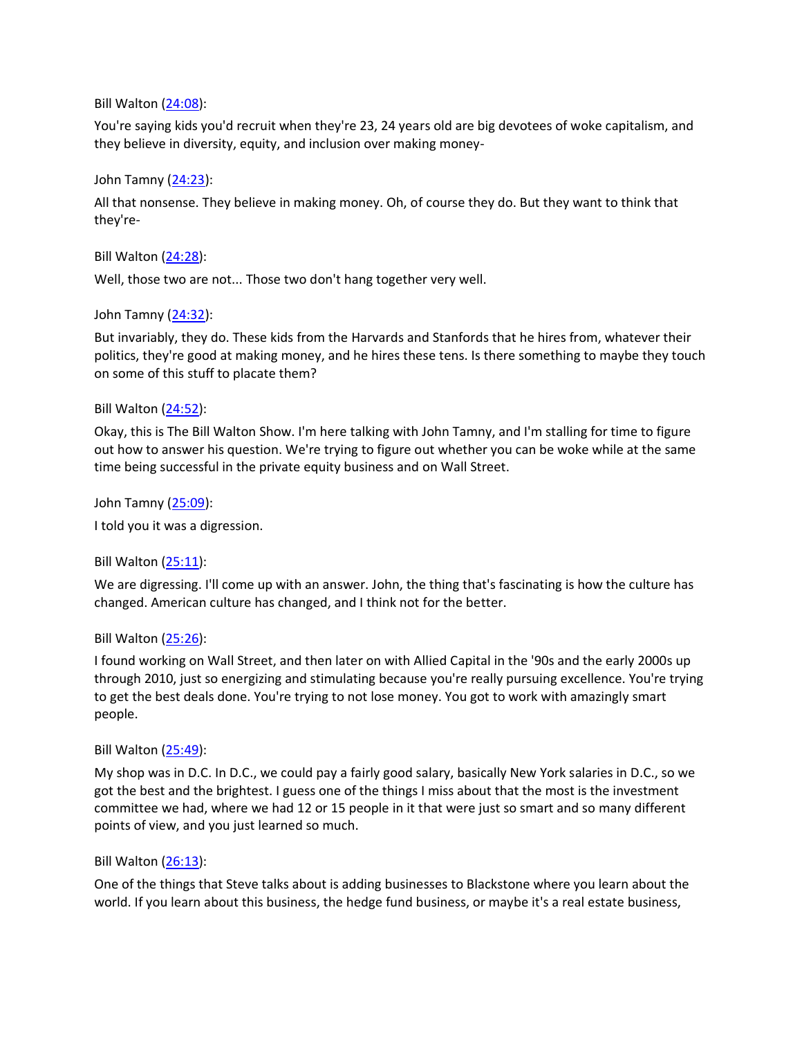Bill Walton (24:08):

You're saying kids you'd recruit when they're 23, 24 years old are big devotees of woke capitalism, and they believe in diversity, equity, and inclusion over making money-

John Tamny (24:23):

All that nonsense. They believe in making money. Oh, of course they do. But they want to think that they're-

Bill Walton (24:28):

Well, those two are not... Those two don't hang together very well.

John Tamny (24:32):

But invariably, they do. These kids from the Harvards and Stanfords that he hires from, whatever their politics, they're good at making money, and he hires these tens. Is there something to maybe they touch on some of this stuff to placate them?

Bill Walton (24:52):

Okay, this is The Bill Walton Show. I'm here talking with John Tamny, and I'm stalling for time to figure out how to answer his question. We're trying to figure out whether you can be woke while at the same time being successful in the private equity business and on Wall Street.

John Tamny (25:09):

I told you it was a digression.

Bill Walton (25:11):

We are digressing. I'll come up with an answer. John, the thing that's fascinating is how the culture has changed. American culture has changed, and I think not for the better.

Bill Walton (25:26):

I found working on Wall Street, and then later on with Allied Capital in the '90s and the early 2000s up through 2010, just so energizing and stimulating because you're really pursuing excellence. You're trying to get the best deals done. You're trying to not lose money. You got to work with amazingly smart people.

Bill Walton (25:49):

My shop was in D.C. In D.C., we could pay a fairly good salary, basically New York salaries in D.C., so we got the best and the brightest. I guess one of the things I miss about that the most is the investment committee we had, where we had 12 or 15 people in it that were just so smart and so many different points of view, and you just learned so much.

Bill Walton (26:13):

One of the things that Steve talks about is adding businesses to Blackstone where you learn about the world. If you learn about this business, the hedge fund business, or maybe it's a real estate business,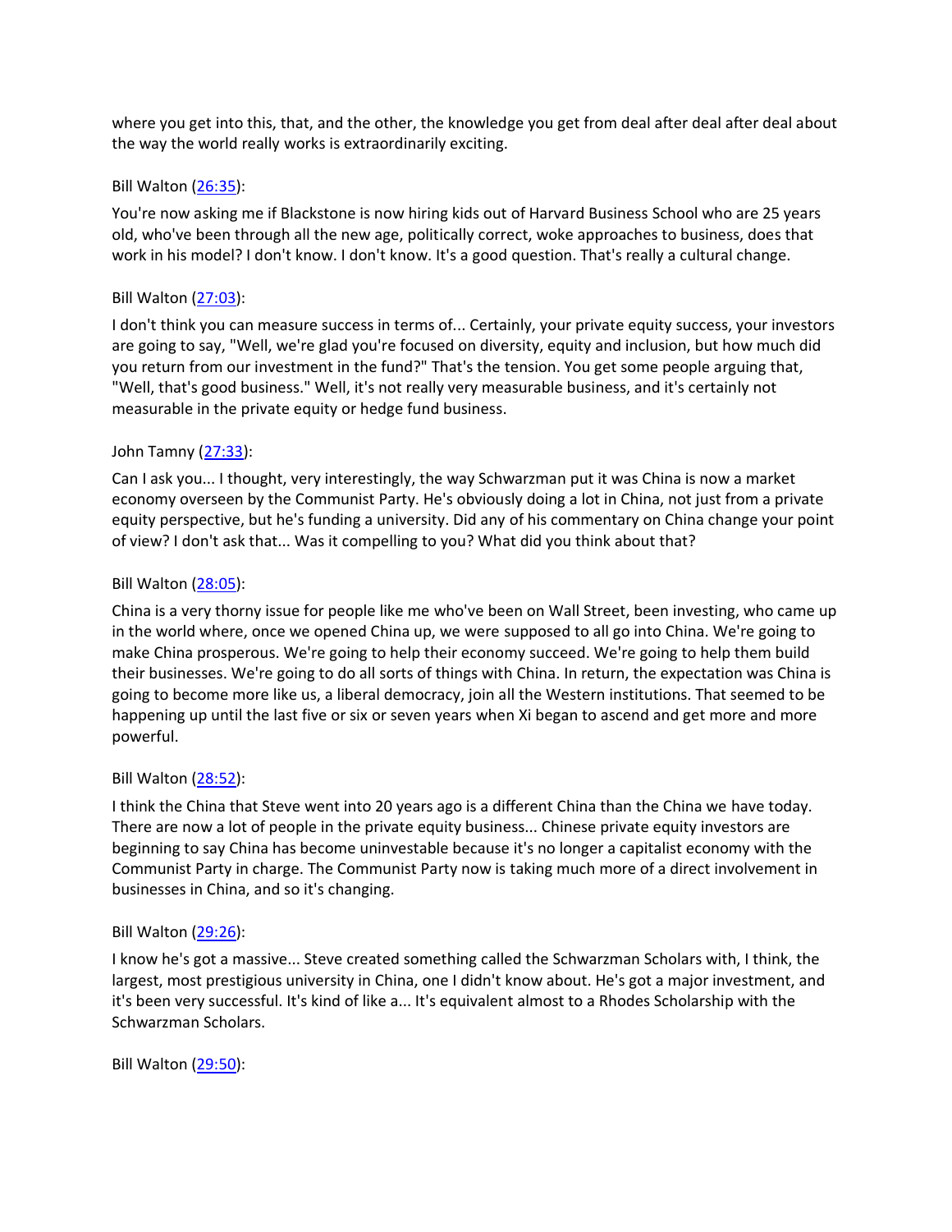where you get into this, that, and the other, the knowledge you get from deal after deal after deal about the way the world really works is extraordinarily exciting.

Bill Walton ([26:35](26:35)):

You're now asking me if Blackstone is now hiring kids out of Harvard Business School who are 25 years old, who've been through all the new age, politically correct, woke approaches to business, does that work in his model? I don't know. I don't know. It's a good question. That's really a cultural change.

Bill Walton ([27:03](27:03)):

I don't think you can measure success in terms of... Certainly, your private equity success, your investors are going to say, "Well, we're glad you're focused on diversity, equity and inclusion, but how much did you return from our investment in the fund?" That's the tension. You get some people arguing that, "Well, that's good business." Well, it's not really very measurable business, and it's certainly not measurable in the private equity or hedge fund business.

John Tamny ([27:33](27:33)):

Can I ask you... I thought, very interestingly, the way Schwarzman put it was China is now a market economy overseen by the Communist Party. He's obviously doing a lot in China, not just from a private equity perspective, but he's funding a university. Did any of his commentary on China change your point of view? I don't ask that... Was it compelling to you? What did you think about that?

Bill Walton ([28:05](28:05)):

China is a very thorny issue for people like me who've been on Wall Street, been investing, who came up in the world where, once we opened China up, we were supposed to all go into China. We're going to make China prosperous. We're going to help their economy succeed. We're going to help them build their businesses. We're going to do all sorts of things with China. In return, the expectation was China is going to become more like us, a liberal democracy, join all the Western institutions. That seemed to be happening up until the last five or six or seven years when Xi began to ascend and get more and more powerful.

Bill Walton ([28:52](28:52)):

I think the China that Steve went into 20 years ago is a different China than the China we have today. There are now a lot of people in the private equity business... Chinese private equity investors are beginning to say China has become uninvestable because it's no longer a capitalist economy with the Communist Party in charge. The Communist Party now is taking much more of a direct involvement in businesses in China, and so it's changing.

Bill Walton ([29:26](29:26)):

I know he's got a massive... Steve created something called the Schwarzman Scholars with, I think, the largest, most prestigious university in China, one I didn't know about. He's got a major investment, and it's been very successful. It's kind of like a... It's equivalent almost to a Rhodes Scholarship with the Schwarzman Scholars.

Bill Walton ([29:50](29:50)):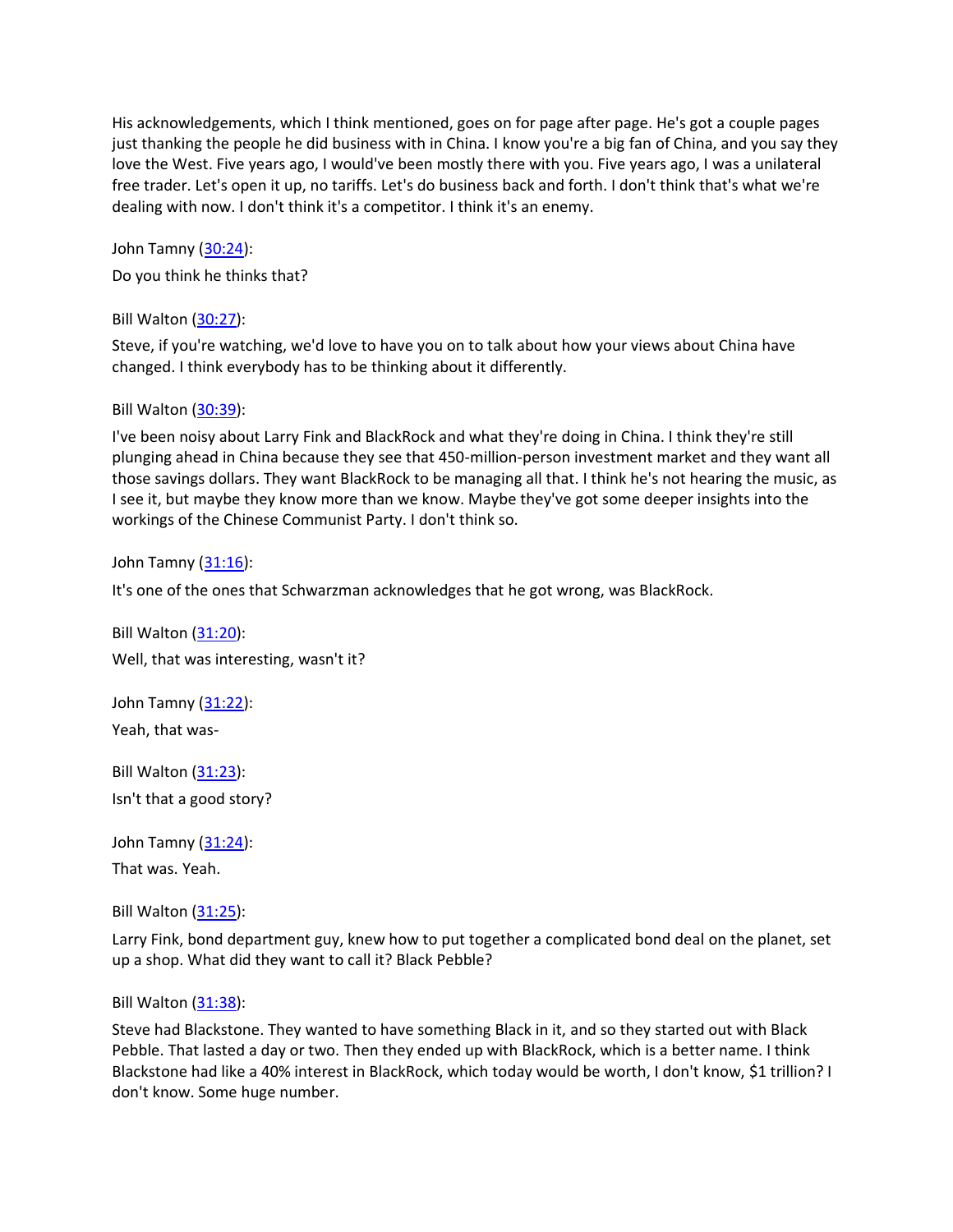His acknowledgements, which I think mentioned, goes on for page after page. He's got a couple pages just thanking the people he did business with in China. I know you're a big fan of China, and you say they love the West. Five years ago, I would've been mostly there with you. Five years ago, I was a unilateral free trader. Let's open it up, no tariffs. Let's do business back and forth. I don't think that's what we're dealing with now. I don't think it's a competitor. I think it's an enemy.

John Tamny ([30:24](#)):

Do you think he thinks that?

Bill Walton ([30:27](#)):

Steve, if you're watching, we'd love to have you on to talk about how your views about China have changed. I think everybody has to be thinking about it differently.

Bill Walton ([30:39](#)):

I've been noisy about Larry Fink and BlackRock and what they're doing in China. I think they're still plunging ahead in China because they see that 450-million-person investment market and they want all those savings dollars. They want BlackRock to be managing all that. I think he's not hearing the music, as I see it, but maybe they know more than we know. Maybe they've got some deeper insights into the workings of the Chinese Communist Party. I don't think so.

John Tamny ([31:16](#)):

It's one of the ones that Schwarzman acknowledges that he got wrong, was BlackRock.

Bill Walton ([31:20](#)):

Well, that was interesting, wasn't it?

John Tamny ([31:22](#)):

Yeah, that was-

Bill Walton ([31:23](#)):

Isn't that a good story?

John Tamny ([31:24](#)):

That was. Yeah.

Bill Walton ([31:25](#)):

Larry Fink, bond department guy, knew how to put together a complicated bond deal on the planet, set up a shop. What did they want to call it? Black Pebble?

Bill Walton ([31:38](#)):

Steve had Blackstone. They wanted to have something Black in it, and so they started out with Black Pebble. That lasted a day or two. Then they ended up with BlackRock, which is a better name. I think Blackstone had like a 40% interest in BlackRock, which today would be worth, I don't know, $1 trillion? I don't know. Some huge number.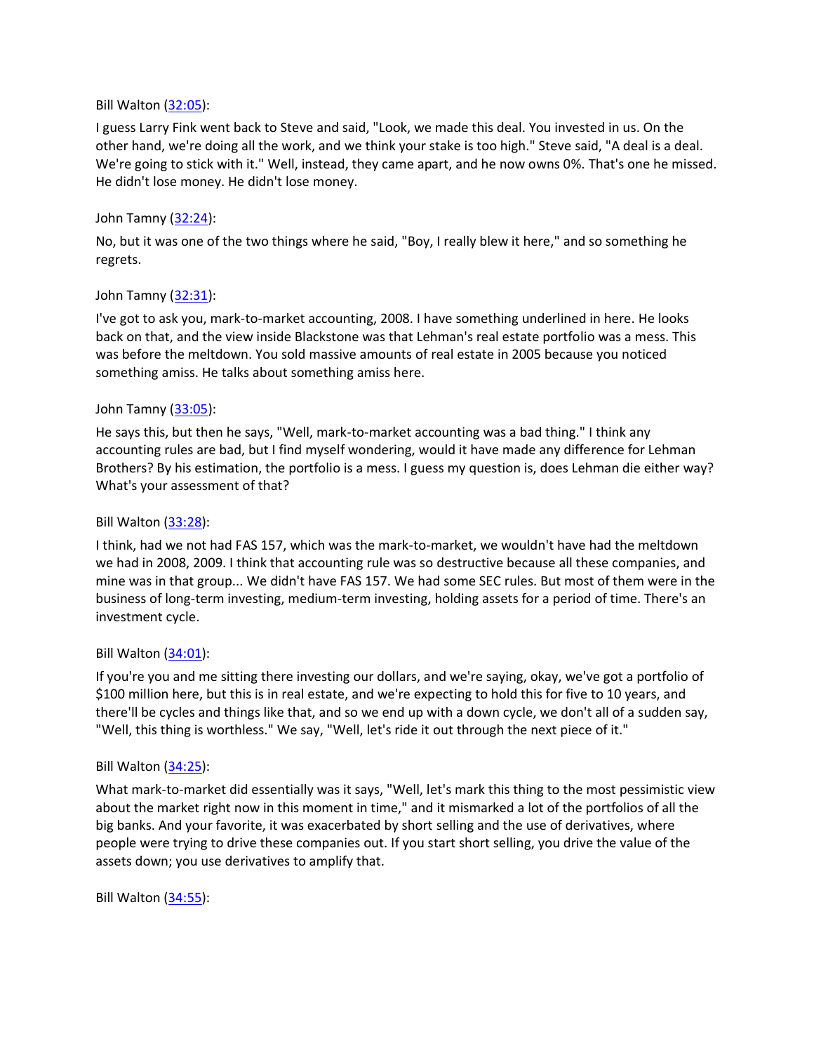Bill Walton ([32:05](#)):

I guess Larry Fink went back to Steve and said, "Look, we made this deal. You invested in us. On the other hand, we're doing all the work, and we think your stake is too high." Steve said, "A deal is a deal. We're going to stick with it." Well, instead, they came apart, and he now owns 0%. That's one he missed. He didn't lose money. He didn't lose money.

John Tamny ([32:24](#)):

No, but it was one of the two things where he said, "Boy, I really blew it here," and so something he regrets.

John Tamny ([32:31](#)):

I've got to ask you, mark-to-market accounting, 2008. I have something underlined in here. He looks back on that, and the view inside Blackstone was that Lehman's real estate portfolio was a mess. This was before the meltdown. You sold massive amounts of real estate in 2005 because you noticed something amiss. He talks about something amiss here.

John Tamny ([33:05](#)):

He says this, but then he says, "Well, mark-to-market accounting was a bad thing." I think any accounting rules are bad, but I find myself wondering, would it have made any difference for Lehman Brothers? By his estimation, the portfolio is a mess. I guess my question is, does Lehman die either way? What's your assessment of that?

Bill Walton ([33:28](#)):

I think, had we not had FAS 157, which was the mark-to-market, we wouldn't have had the meltdown we had in 2008, 2009. I think that accounting rule was so destructive because all these companies, and mine was in that group... We didn't have FAS 157. We had some SEC rules. But most of them were in the business of long-term investing, medium-term investing, holding assets for a period of time. There's an investment cycle.

Bill Walton ([34:01](#)):

If you're you and me sitting there investing our dollars, and we're saying, okay, we've got a portfolio of $100 million here, but this is in real estate, and we're expecting to hold this for five to 10 years, and there'll be cycles and things like that, and so we end up with a down cycle, we don't all of a sudden say, "Well, this thing is worthless." We say, "Well, let's ride it out through the next piece of it."

Bill Walton ([34:25](#)):

What mark-to-market did essentially was it says, "Well, let's mark this thing to the most pessimistic view about the market right now in this moment in time," and it mismarked a lot of the portfolios of all the big banks. And your favorite, it was exacerbated by short selling and the use of derivatives, where people were trying to drive these companies out. If you start short selling, you drive the value of the assets down; you use derivatives to amplify that.

Bill Walton ([34:55](#)):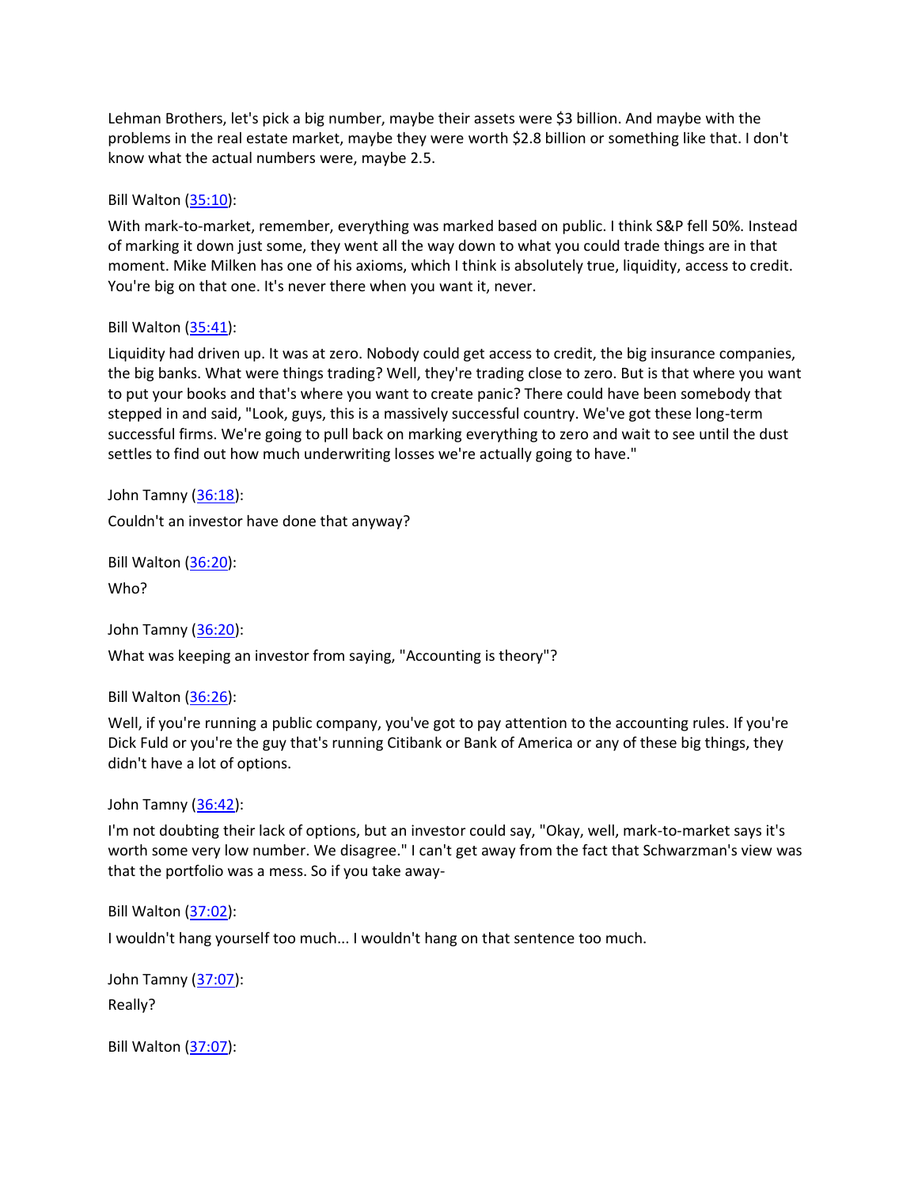Lehman Brothers, let's pick a big number, maybe their assets were $3 billion. And maybe with the problems in the real estate market, maybe they were worth $2.8 billion or something like that. I don't know what the actual numbers were, maybe 2.5.

Bill Walton ([35:10]):

With mark-to-market, remember, everything was marked based on public. I think S&P fell 50%. Instead of marking it down just some, they went all the way down to what you could trade things are in that moment. Mike Milken has one of his axioms, which I think is absolutely true, liquidity, access to credit. You're big on that one. It's never there when you want it, never.

Bill Walton ([35:41]):

Liquidity had driven up. It was at zero. Nobody could get access to credit, the big insurance companies, the big banks. What were things trading? Well, they're trading close to zero. But is that where you want to put your books and that's where you want to create panic? There could have been somebody that stepped in and said, "Look, guys, this is a massively successful country. We've got these long-term successful firms. We're going to pull back on marking everything to zero and wait to see until the dust settles to find out how much underwriting losses we're actually going to have."

John Tamny ([36:18]):

Couldn't an investor have done that anyway?

Bill Walton ([36:20]):

Who?

John Tamny ([36:20]):

What was keeping an investor from saying, "Accounting is theory"?

Bill Walton ([36:26]):

Well, if you're running a public company, you've got to pay attention to the accounting rules. If you're Dick Fuld or you're the guy that's running Citibank or Bank of America or any of these big things, they didn't have a lot of options.

John Tamny ([36:42]):

I'm not doubting their lack of options, but an investor could say, "Okay, well, mark-to-market says it's worth some very low number. We disagree." I can't get away from the fact that Schwarzman's view was that the portfolio was a mess. So if you take away-

Bill Walton ([37:02]):

I wouldn't hang yourself too much... I wouldn't hang on that sentence too much.

John Tamny ([37:07]):

Really?

Bill Walton ([37:07]):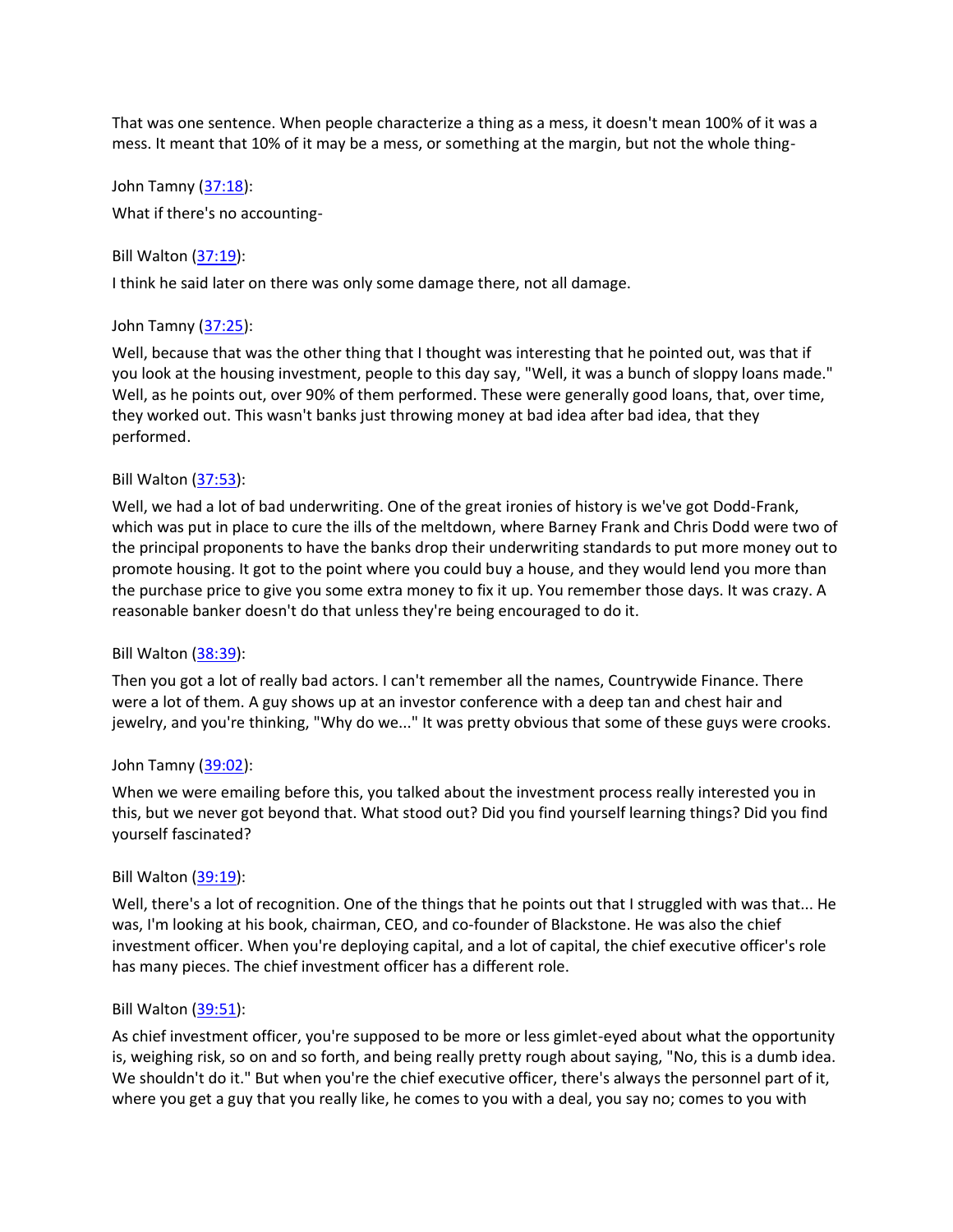That was one sentence. When people characterize a thing as a mess, it doesn't mean 100% of it was a mess. It meant that 10% of it may be a mess, or something at the margin, but not the whole thing-

John Tamny (37:18):

What if there's no accounting-

Bill Walton (37:19):

I think he said later on there was only some damage there, not all damage.

John Tamny (37:25):

Well, because that was the other thing that I thought was interesting that he pointed out, was that if you look at the housing investment, people to this day say, "Well, it was a bunch of sloppy loans made." Well, as he points out, over 90% of them performed. These were generally good loans, that, over time, they worked out. This wasn't banks just throwing money at bad idea after bad idea, that they performed.

Bill Walton (37:53):

Well, we had a lot of bad underwriting. One of the great ironies of history is we've got Dodd-Frank, which was put in place to cure the ills of the meltdown, where Barney Frank and Chris Dodd were two of the principal proponents to have the banks drop their underwriting standards to put more money out to promote housing. It got to the point where you could buy a house, and they would lend you more than the purchase price to give you some extra money to fix it up. You remember those days. It was crazy. A reasonable banker doesn't do that unless they're being encouraged to do it.

Bill Walton (38:39):

Then you got a lot of really bad actors. I can't remember all the names, Countrywide Finance. There were a lot of them. A guy shows up at an investor conference with a deep tan and chest hair and jewelry, and you're thinking, "Why do we..." It was pretty obvious that some of these guys were crooks.

John Tamny (39:02):

When we were emailing before this, you talked about the investment process really interested you in this, but we never got beyond that. What stood out? Did you find yourself learning things? Did you find yourself fascinated?

Bill Walton (39:19):

Well, there's a lot of recognition. One of the things that he points out that I struggled with was that... He was, I'm looking at his book, chairman, CEO, and co-founder of Blackstone. He was also the chief investment officer. When you're deploying capital, and a lot of capital, the chief executive officer's role has many pieces. The chief investment officer has a different role.

Bill Walton (39:51):

As chief investment officer, you're supposed to be more or less gimlet-eyed about what the opportunity is, weighing risk, so on and so forth, and being really pretty rough about saying, "No, this is a dumb idea. We shouldn't do it." But when you're the chief executive officer, there's always the personnel part of it, where you get a guy that you really like, he comes to you with a deal, you say no; comes to you with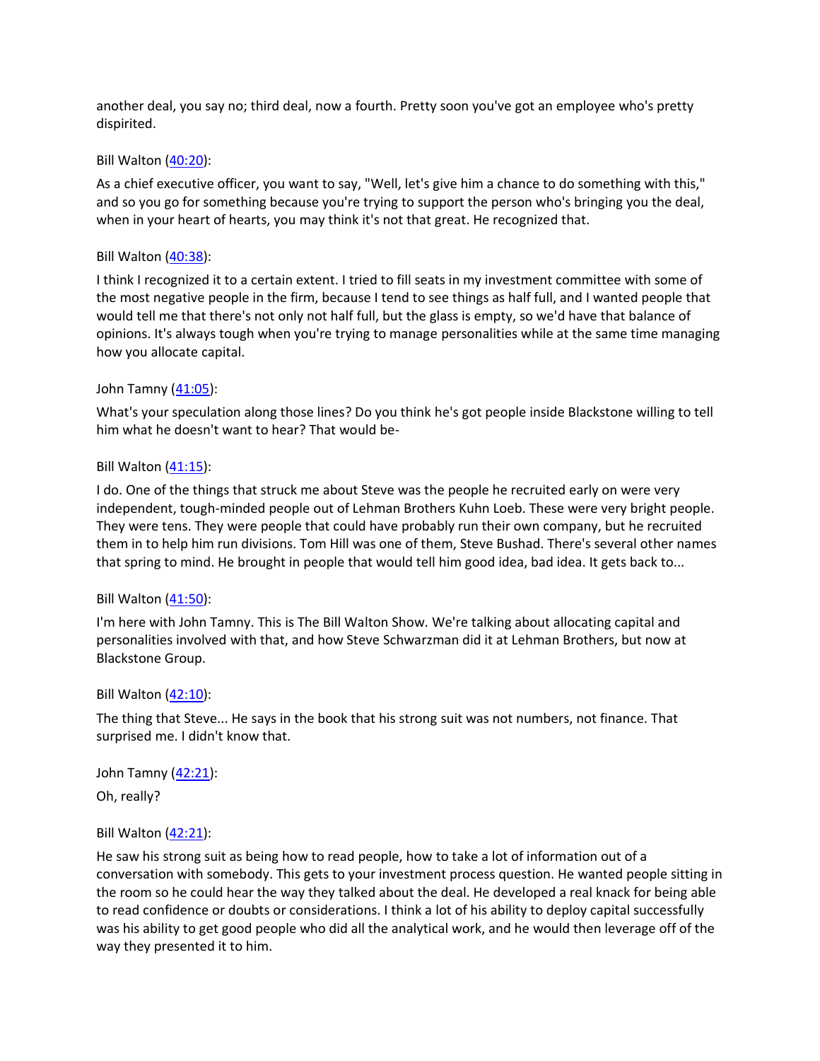another deal, you say no; third deal, now a fourth. Pretty soon you've got an employee who's pretty dispirited.

Bill Walton ([40:20](#)):

As a chief executive officer, you want to say, "Well, let's give him a chance to do something with this," and so you go for something because you're trying to support the person who's bringing you the deal, when in your heart of hearts, you may think it's not that great. He recognized that.

Bill Walton ([40:38](#)):

I think I recognized it to a certain extent. I tried to fill seats in my investment committee with some of the most negative people in the firm, because I tend to see things as half full, and I wanted people that would tell me that there's not only not half full, but the glass is empty, so we'd have that balance of opinions. It's always tough when you're trying to manage personalities while at the same time managing how you allocate capital.

John Tamny ([41:05](#)):

What's your speculation along those lines? Do you think he's got people inside Blackstone willing to tell him what he doesn't want to hear? That would be-

Bill Walton ([41:15](#)):

I do. One of the things that struck me about Steve was the people he recruited early on were very independent, tough-minded people out of Lehman Brothers Kuhn Loeb. These were very bright people. They were tens. They were people that could have probably run their own company, but he recruited them in to help him run divisions. Tom Hill was one of them, Steve Bushad. There's several other names that spring to mind. He brought in people that would tell him good idea, bad idea. It gets back to...

Bill Walton ([41:50](#)):

I'm here with John Tamny. This is The Bill Walton Show. We're talking about allocating capital and personalities involved with that, and how Steve Schwarzman did it at Lehman Brothers, but now at Blackstone Group.

Bill Walton ([42:10](#)):

The thing that Steve... He says in the book that his strong suit was not numbers, not finance. That surprised me. I didn't know that.

John Tamny ([42:21](#)):

Oh, really?

Bill Walton ([42:21](#)):

He saw his strong suit as being how to read people, how to take a lot of information out of a conversation with somebody. This gets to your investment process question. He wanted people sitting in the room so he could hear the way they talked about the deal. He developed a real knack for being able to read confidence or doubts or considerations. I think a lot of his ability to deploy capital successfully was his ability to get good people who did all the analytical work, and he would then leverage off of the way they presented it to him.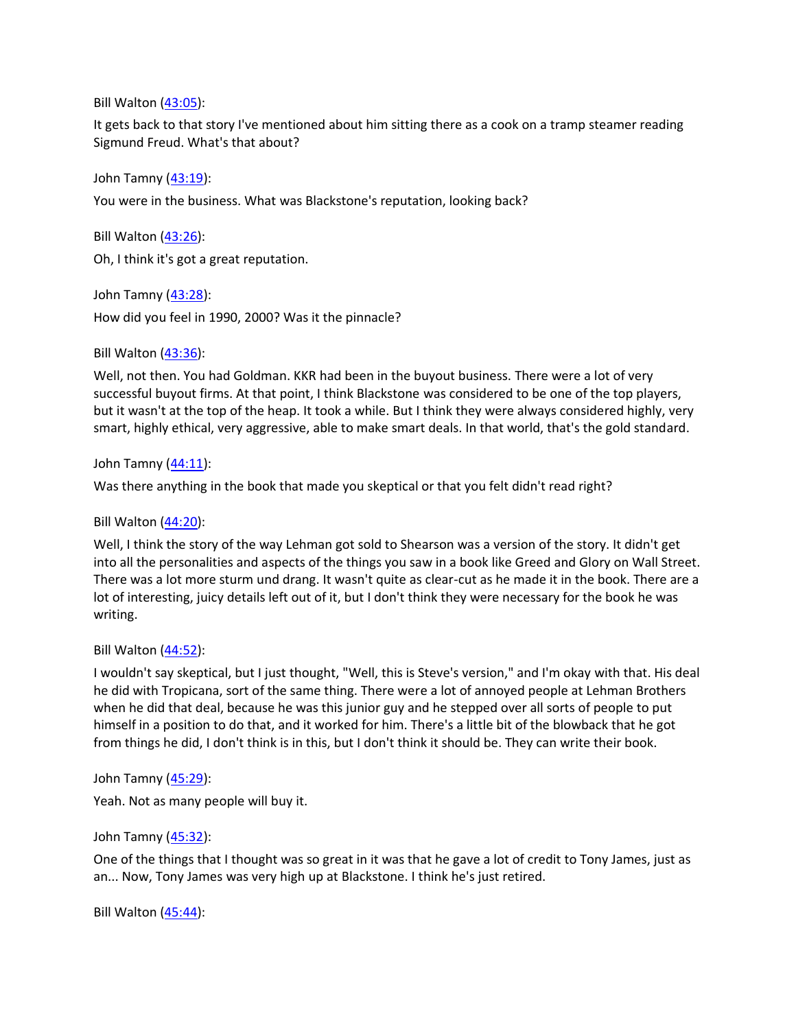Bill Walton ([43:05](#)):

It gets back to that story I've mentioned about him sitting there as a cook on a tramp steamer reading Sigmund Freud. What's that about?

John Tamny ([43:19](#)):

You were in the business. What was Blackstone's reputation, looking back?

Bill Walton ([43:26](#)):

Oh, I think it's got a great reputation.

John Tamny ([43:28](#)):

How did you feel in 1990, 2000? Was it the pinnacle?

Bill Walton ([43:36](#)):

Well, not then. You had Goldman. KKR had been in the buyout business. There were a lot of very successful buyout firms. At that point, I think Blackstone was considered to be one of the top players, but it wasn't at the top of the heap. It took a while. But I think they were always considered highly, very smart, highly ethical, very aggressive, able to make smart deals. In that world, that's the gold standard.

John Tamny ([44:11](#)):

Was there anything in the book that made you skeptical or that you felt didn't read right?

Bill Walton ([44:20](#)):

Well, I think the story of the way Lehman got sold to Shearson was a version of the story. It didn't get into all the personalities and aspects of the things you saw in a book like Greed and Glory on Wall Street. There was a lot more sturm und drang. It wasn't quite as clear-cut as he made it in the book. There are a lot of interesting, juicy details left out of it, but I don't think they were necessary for the book he was writing.

Bill Walton ([44:52](#)):

I wouldn't say skeptical, but I just thought, "Well, this is Steve's version," and I'm okay with that. His deal he did with Tropicana, sort of the same thing. There were a lot of annoyed people at Lehman Brothers when he did that deal, because he was this junior guy and he stepped over all sorts of people to put himself in a position to do that, and it worked for him. There's a little bit of the blowback that he got from things he did, I don't think is in this, but I don't think it should be. They can write their book.

John Tamny ([45:29](#)):

Yeah. Not as many people will buy it.

John Tamny ([45:32](#)):

One of the things that I thought was so great in it was that he gave a lot of credit to Tony James, just as an... Now, Tony James was very high up at Blackstone. I think he's just retired.

Bill Walton ([45:44](#)):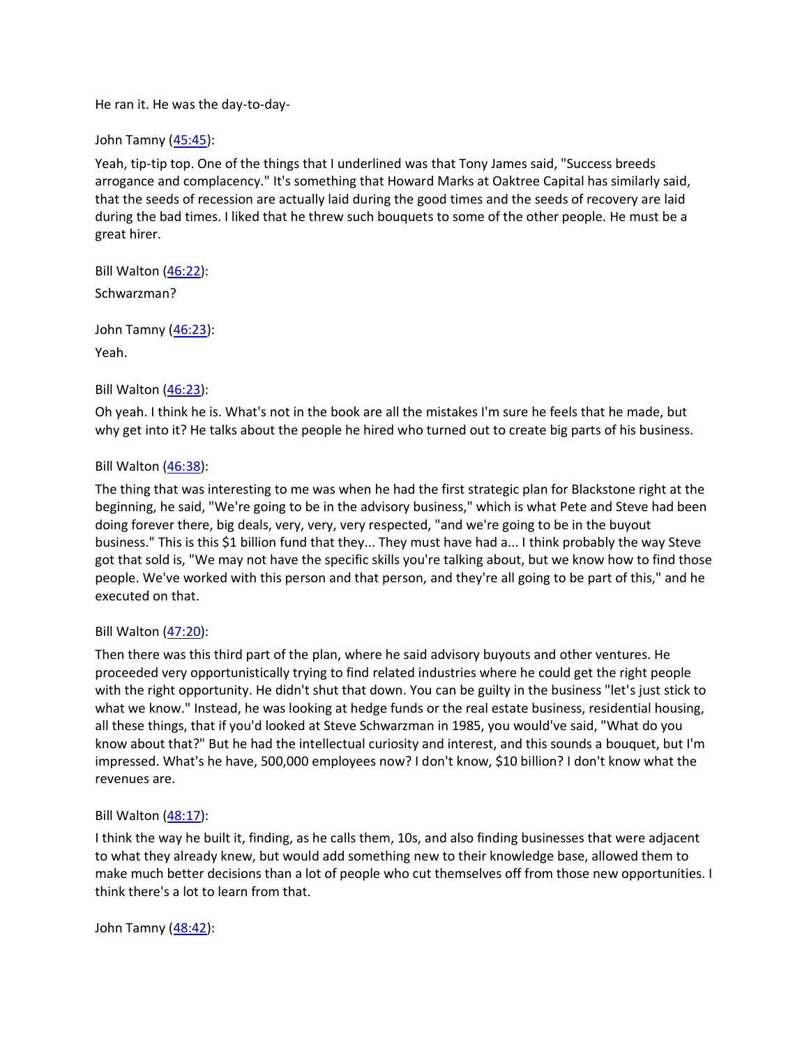He ran it. He was the day-to-day-

John Tamny ([45:45](#)):

Yeah, tip-tip top. One of the things that I underlined was that Tony James said, "Success breeds arrogance and complacency." It's something that Howard Marks at Oaktree Capital has similarly said, that the seeds of recession are actually laid during the good times and the seeds of recovery are laid during the bad times. I liked that he threw such bouquets to some of the other people. He must be a great hirer.

Bill Walton ([46:22](#)):

Schwarzman?

John Tamny ([46:23](#)):

Yeah.

Bill Walton ([46:23](#)):

Oh yeah. I think he is. What's not in the book are all the mistakes I'm sure he feels that he made, but why get into it? He talks about the people he hired who turned out to create big parts of his business.

Bill Walton ([46:38](#)):

The thing that was interesting to me was when he had the first strategic plan for Blackstone right at the beginning, he said, "We're going to be in the advisory business," which is what Pete and Steve had been doing forever there, big deals, very, very, very respected, "and we're going to be in the buyout business." This is this $1 billion fund that they... They must have had a... I think probably the way Steve got that sold is, "We may not have the specific skills you're talking about, but we know how to find those people. We've worked with this person and that person, and they're all going to be part of this," and he executed on that.

Bill Walton ([47:20](#)):

Then there was this third part of the plan, where he said advisory buyouts and other ventures. He proceeded very opportunistically trying to find related industries where he could get the right people with the right opportunity. He didn't shut that down. You can be guilty in the business "let's just stick to what we know." Instead, he was looking at hedge funds or the real estate business, residential housing, all these things, that if you'd looked at Steve Schwarzman in 1985, you would've said, "What do you know about that?" But he had the intellectual curiosity and interest, and this sounds a bouquet, but I'm impressed. What's he have, 500,000 employees now? I don't know, $10 billion? I don't know what the revenues are.

Bill Walton ([48:17](#)):

I think the way he built it, finding, as he calls them, 10s, and also finding businesses that were adjacent to what they already knew, but would add something new to their knowledge base, allowed them to make much better decisions than a lot of people who cut themselves off from those new opportunities. I think there's a lot to learn from that.

John Tamny ([48:42](#)):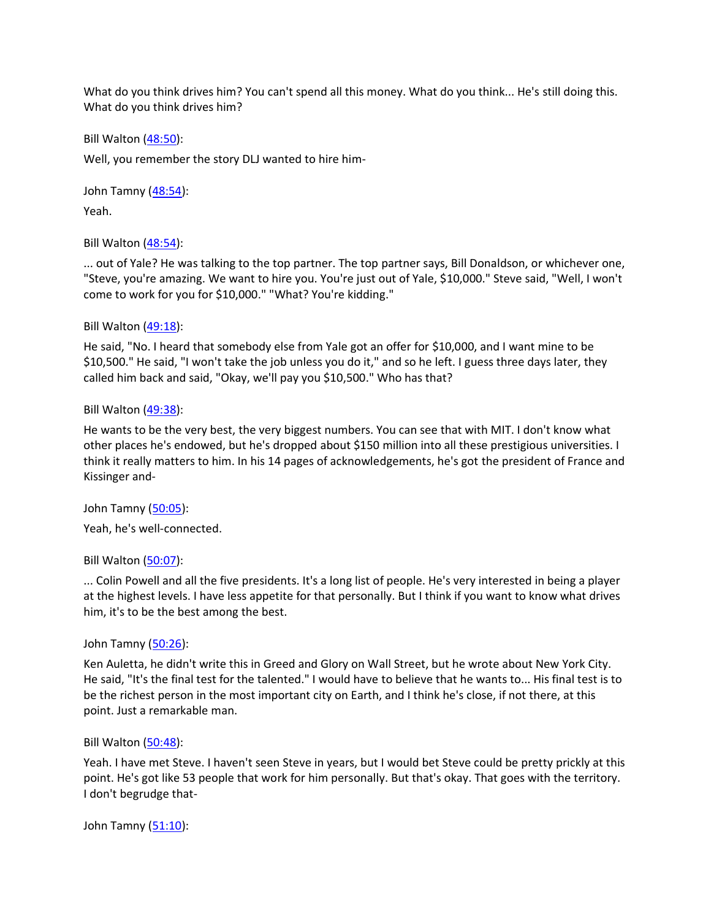What do you think drives him? You can't spend all this money. What do you think... He's still doing this. What do you think drives him?

Bill Walton ([48:50](#)):

Well, you remember the story DLJ wanted to hire him-

John Tamny ([48:54](#)):

Yeah.

Bill Walton ([48:54](#)):

... out of Yale? He was talking to the top partner. The top partner says, Bill Donaldson, or whichever one, "Steve, you're amazing. We want to hire you. You're just out of Yale, $10,000." Steve said, "Well, I won't come to work for you for $10,000." "What? You're kidding."

Bill Walton ([49:18](#)):

He said, "No. I heard that somebody else from Yale got an offer for $10,000, and I want mine to be $10,500." He said, "I won't take the job unless you do it," and so he left. I guess three days later, they called him back and said, "Okay, we'll pay you $10,500." Who has that?

Bill Walton ([49:38](#)):

He wants to be the very best, the very biggest numbers. You can see that with MIT. I don't know what other places he's endowed, but he's dropped about $150 million into all these prestigious universities. I think it really matters to him. In his 14 pages of acknowledgements, he's got the president of France and Kissinger and-

John Tamny ([50:05](#)):

Yeah, he's well-connected.

Bill Walton ([50:07](#)):

... Colin Powell and all the five presidents. It's a long list of people. He's very interested in being a player at the highest levels. I have less appetite for that personally. But I think if you want to know what drives him, it's to be the best among the best.

John Tamny ([50:26](#)):

Ken Auletta, he didn't write this in Greed and Glory on Wall Street, but he wrote about New York City. He said, "It's the final test for the talented." I would have to believe that he wants to... His final test is to be the richest person in the most important city on Earth, and I think he's close, if not there, at this point. Just a remarkable man.

Bill Walton ([50:48](#)):

Yeah. I have met Steve. I haven't seen Steve in years, but I would bet Steve could be pretty prickly at this point. He's got like 53 people that work for him personally. But that's okay. That goes with the territory. I don't begrudge that-

John Tamny ([51:10](#)):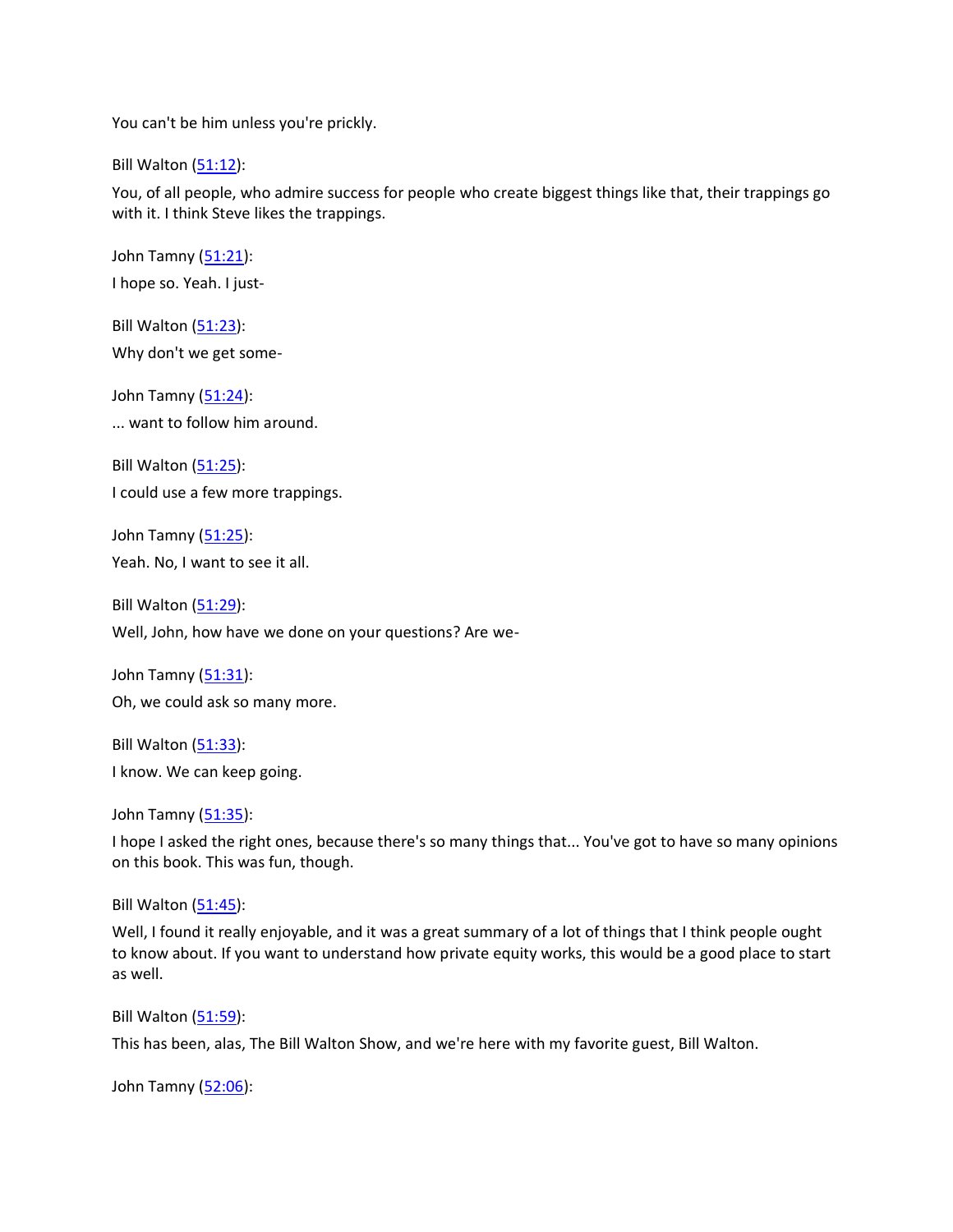You can't be him unless you're prickly.

Bill Walton (51:12):

You, of all people, who admire success for people who create biggest things like that, their trappings go with it. I think Steve likes the trappings.

John Tamny (51:21):

I hope so. Yeah. I just-

Bill Walton (51:23):

Why don't we get some-

John Tamny (51:24):

... want to follow him around.

Bill Walton (51:25):

I could use a few more trappings.

John Tamny (51:25):

Yeah. No, I want to see it all.

Bill Walton (51:29):

Well, John, how have we done on your questions? Are we-

John Tamny (51:31):

Oh, we could ask so many more.

Bill Walton (51:33):

I know. We can keep going.

John Tamny (51:35):

I hope I asked the right ones, because there's so many things that... You've got to have so many opinions on this book. This was fun, though.

Bill Walton (51:45):

Well, I found it really enjoyable, and it was a great summary of a lot of things that I think people ought to know about. If you want to understand how private equity works, this would be a good place to start as well.

Bill Walton (51:59):

This has been, alas, The Bill Walton Show, and we're here with my favorite guest, Bill Walton.

John Tamny (52:06):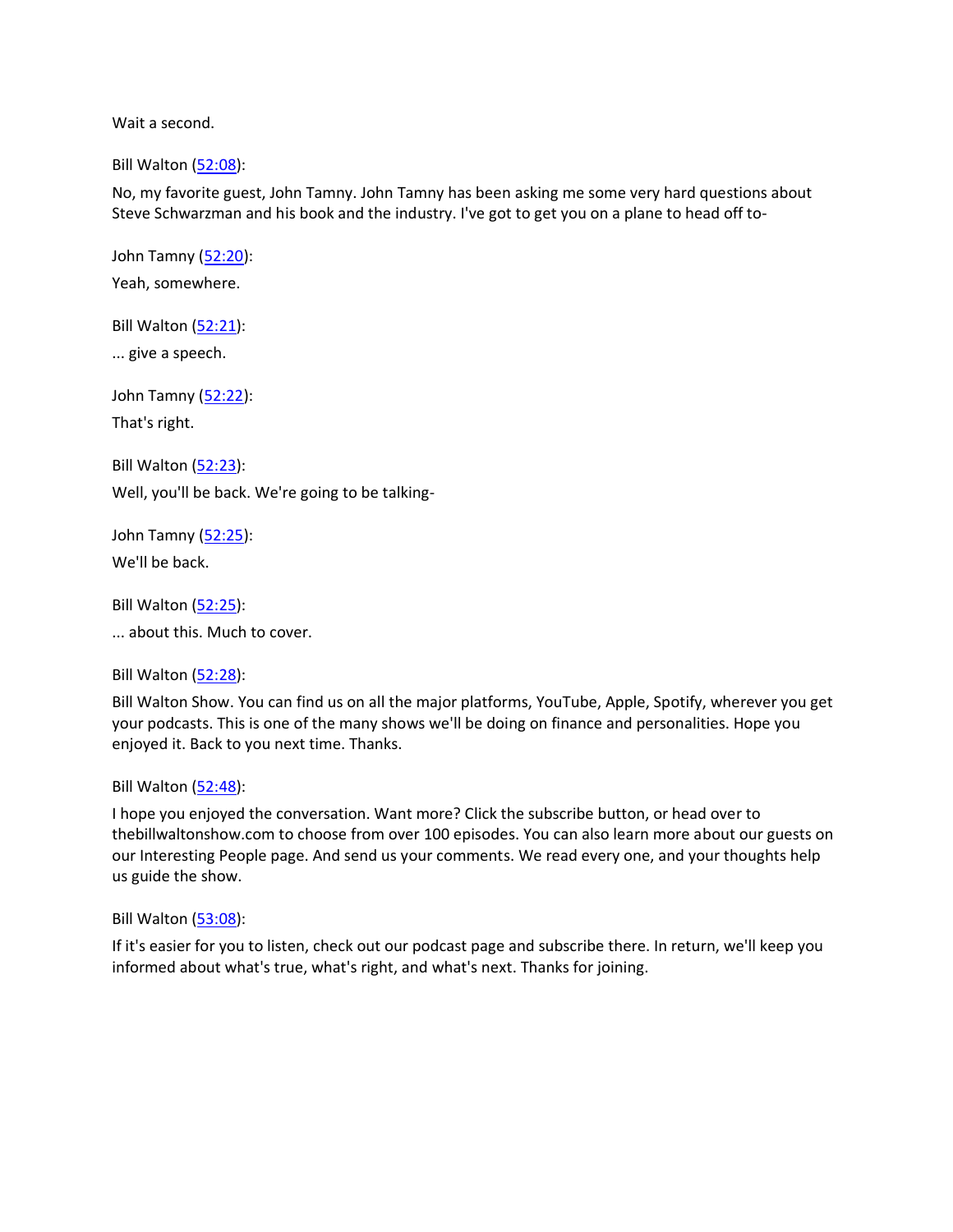Wait a second.

Bill Walton (52:08):

No, my favorite guest, John Tamny. John Tamny has been asking me some very hard questions about Steve Schwarzman and his book and the industry. I've got to get you on a plane to head off to-

John Tamny (52:20):

Yeah, somewhere.

Bill Walton (52:21):

... give a speech.

John Tamny (52:22):

That's right.

Bill Walton (52:23):

Well, you'll be back. We're going to be talking-

John Tamny (52:25):

We'll be back.

Bill Walton (52:25):

... about this. Much to cover.

Bill Walton (52:28):

Bill Walton Show. You can find us on all the major platforms, YouTube, Apple, Spotify, wherever you get your podcasts. This is one of the many shows we'll be doing on finance and personalities. Hope you enjoyed it. Back to you next time. Thanks.

Bill Walton (52:48):

I hope you enjoyed the conversation. Want more? Click the subscribe button, or head over to thebillwaltonshow.com to choose from over 100 episodes. You can also learn more about our guests on our Interesting People page. And send us your comments. We read every one, and your thoughts help us guide the show.

Bill Walton (53:08):

If it's easier for you to listen, check out our podcast page and subscribe there. In return, we'll keep you informed about what's true, what's right, and what's next. Thanks for joining.